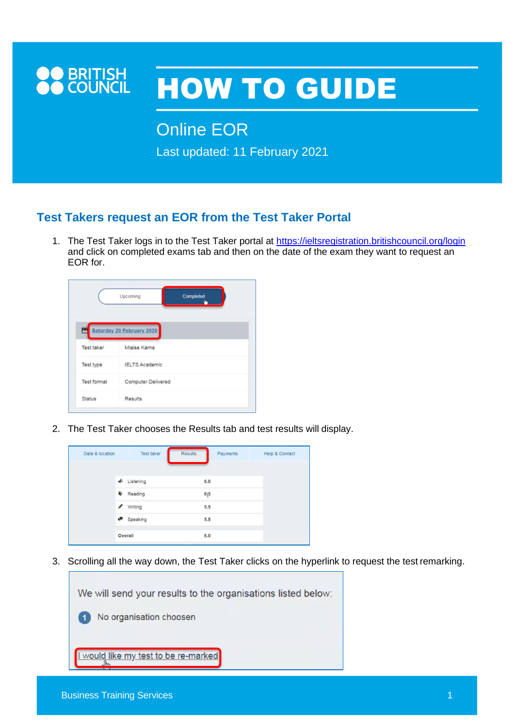**BRITISH COUNCIL**

# HOW TO GUIDE

## Online EOR

Last updated: 11 February 2021

## Test Takers request an EOR from the Test Taker Portal

1. The Test Taker logs in to the Test Taker portal at https://ieltsregistration.britishcouncil.org/login and click on completed exams tab and then on the date of the exam they want to request an EOR for.

2. The Test Taker chooses the Results tab and test results will display.

3. Scrolling all the way down, the Test Taker clicks on the hyperlink to request the test remarking.

Business Training Services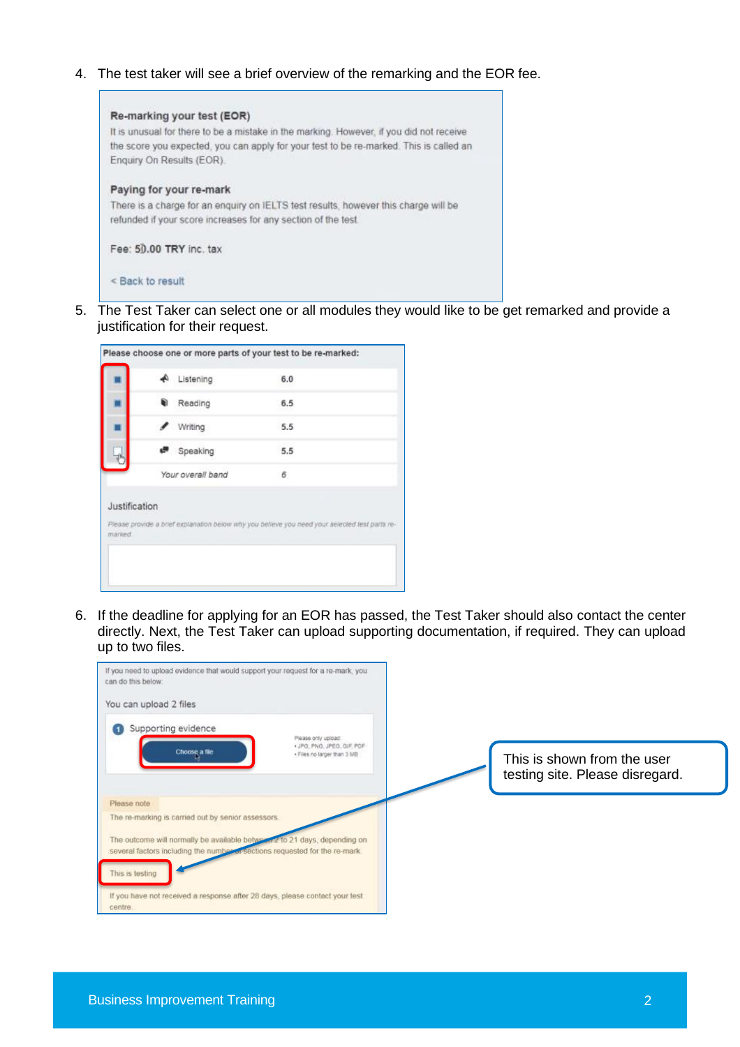4. The test taker will see a brief overview of the remarking and the EOR fee.

**Re-marking your test (EOR)**

It is unusual for there to be a mistake in the marking. However, if you did not receive the score you expected, you can apply for your test to be re-marked. This is called an Enquiry On Results (EOR).

**Paying for your re-mark**

There is a charge for an enquiry on IELTS test results, however this charge will be refunded if your score increases for any section of the test.

Fee: 50.00 TRY inc. tax

< Back to result

5. The Test Taker can select one or all modules they would like to be get remarked and provide a justification for their request.

**Please choose one or more parts of your test to be re-marked:**

| | Module | Score |
|---|---|---|
| ■ | Listening | 6.0 |
| ■ | Reading | 6.5 |
| ■ | Writing | 5.5 |
| ☐ | Speaking | 5.5 |
| | *Your overall band* | *6* |

Justification

*Please provide a brief explanation below why you believe you need your selected test parts re-marked*

6. If the deadline for applying for an EOR has passed, the Test Taker should also contact the center directly. Next, the Test Taker can upload supporting documentation, if required. They can upload up to two files.

If you need to upload evidence that would support your request for a re-mark, you can do this below:

You can upload 2 files

1 Supporting evidence

Choose a file

Please only upload:
- JPG, PNG, JPEG, GIF, PDF
- Files no larger than 3 MB

Please note

The re-marking is carried out by senior assessors.

The outcome will normally be available between 2 to 21 days, depending on several factors including the number of sections requested for the re-mark.

This is testing

If you have not received a response after 28 days, please contact your test centre

This is shown from the user testing site. Please disregard.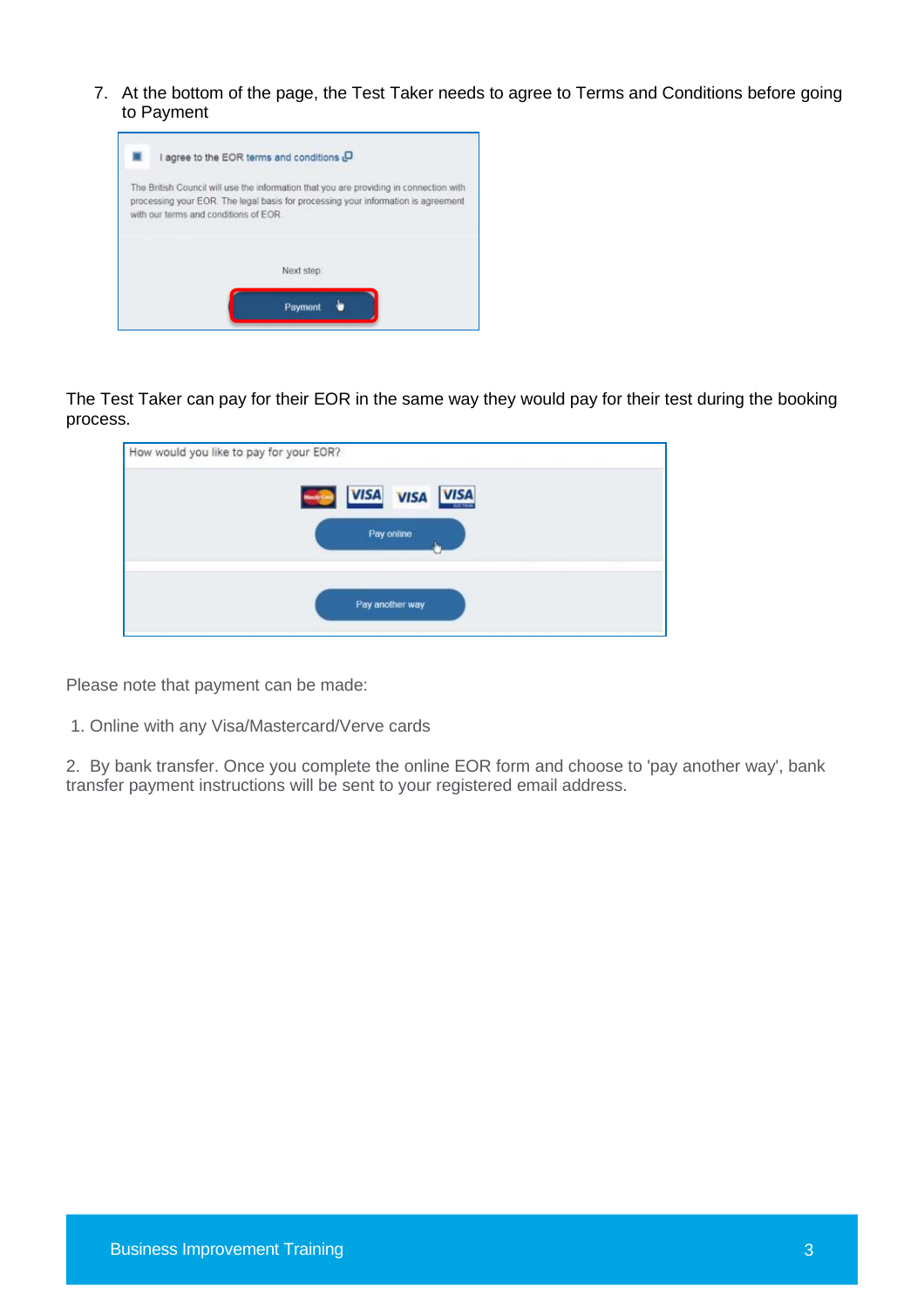7. At the bottom of the page, the Test Taker needs to agree to Terms and Conditions before going to Payment

The Test Taker can pay for their EOR in the same way they would pay for their test during the booking process.

Please note that payment can be made:

1. Online with any Visa/Mastercard/Verve cards

2. By bank transfer. Once you complete the online EOR form and choose to 'pay another way', bank transfer payment instructions will be sent to your registered email address.